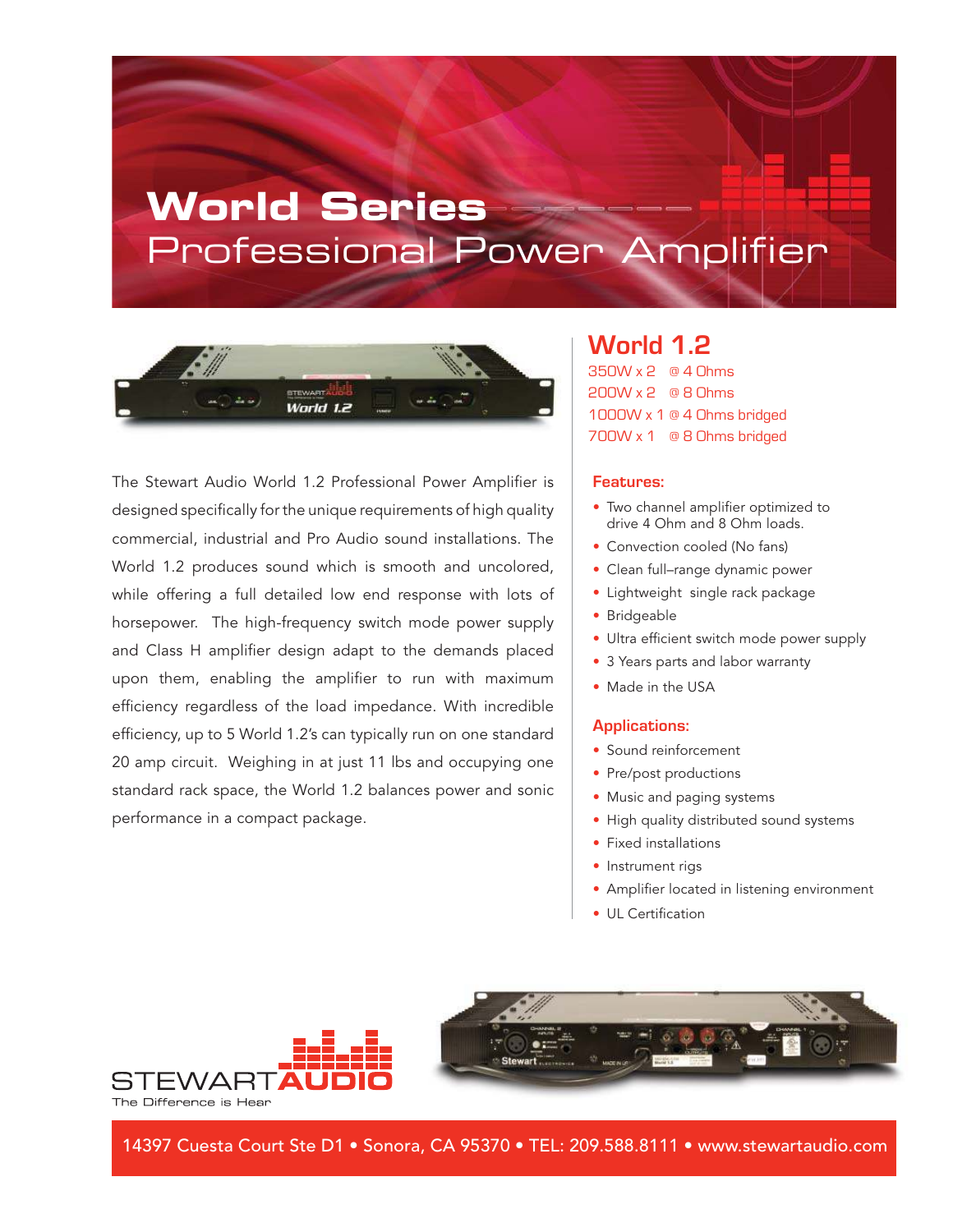# World Series
## Professional Power Amplifier

The Stewart Audio World 1.2 Professional Power Amplifier is designed specifically for the unique requirements of high quality commercial, industrial and Pro Audio sound installations. The World 1.2 produces sound which is smooth and uncolored, while offering a full detailed low end response with lots of horsepower. The high-frequency switch mode power supply and Class H amplifier design adapt to the demands placed upon them, enabling the amplifier to run with maximum efficiency regardless of the load impedance. With incredible efficiency, up to 5 World 1.2's can typically run on one standard 20 amp circuit. Weighing in at just 11 lbs and occupying one standard rack space, the World 1.2 balances power and sonic performance in a compact package.

## World 1.2

350W x 2 @ 4 Ohms
200W x 2 @ 8 Ohms
1000W x 1 @ 4 Ohms bridged
700W x 1 @ 8 Ohms bridged

### Features:

- Two channel amplifier optimized to drive 4 Ohm and 8 Ohm loads.
- Convection cooled (No fans)
- Clean full–range dynamic power
- Lightweight single rack package
- Bridgeable
- Ultra efficient switch mode power supply
- 3 Years parts and labor warranty
- Made in the USA

### Applications:

- Sound reinforcement
- Pre/post productions
- Music and paging systems
- High quality distributed sound systems
- Fixed installations
- Instrument rigs
- Amplifier located in listening environment
- UL Certification

STEWART AUDIO
The Difference is Hear

14397 Cuesta Court Ste D1 • Sonora, CA 95370 • TEL: 209.588.8111 • www.stewartaudio.com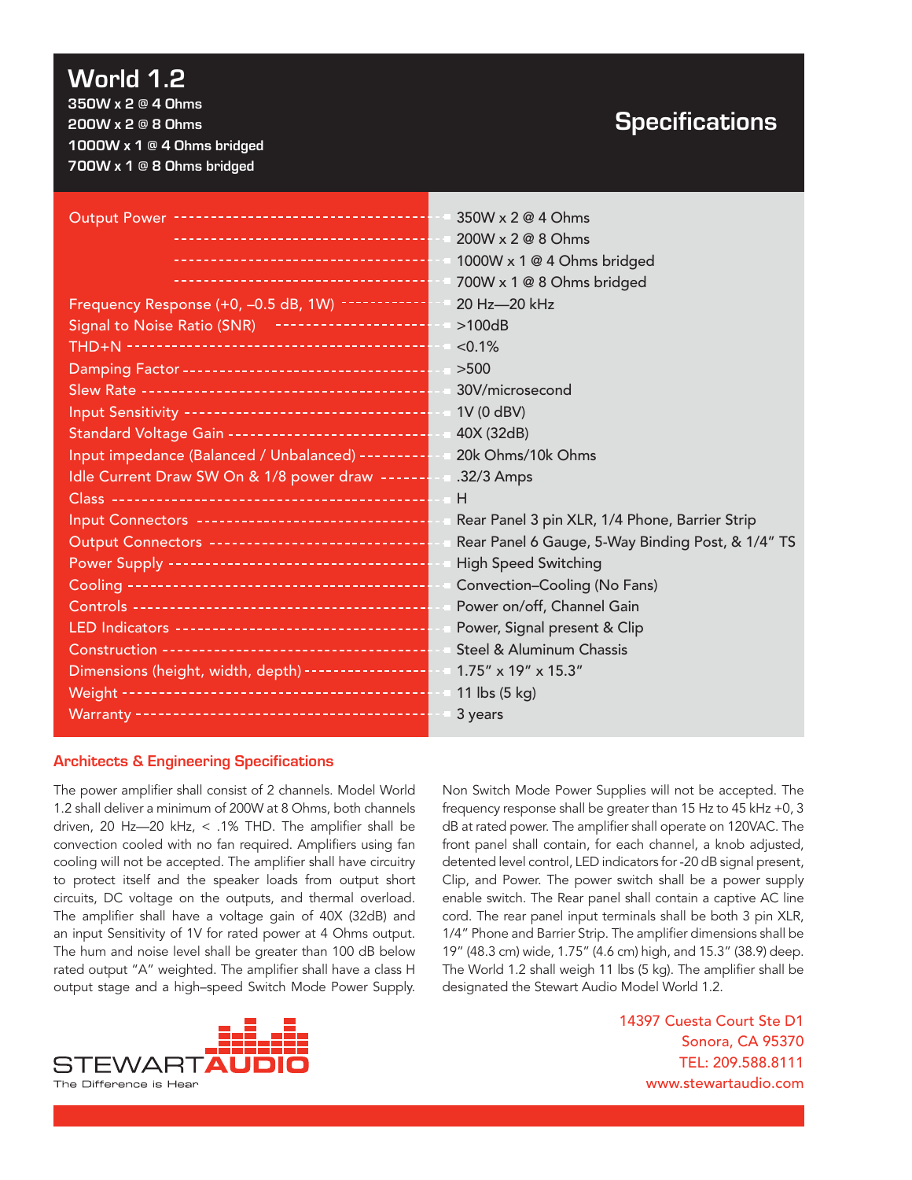# World 1.2

**350W x 2 @ 4 Ohms**
**200W x 2 @ 8 Ohms**
**1000W x 1 @ 4 Ohms bridged**
**700W x 1 @ 8 Ohms bridged**

## Specifications

| | |
|---|---|
| Output Power | 350W x 2 @ 4 Ohms |
| | 200W x 2 @ 8 Ohms |
| | 1000W x 1 @ 4 Ohms bridged |
| | 700W x 1 @ 8 Ohms bridged |
| Frequency Response (+0, –0.5 dB, 1W) | 20 Hz—20 kHz |
| Signal to Noise Ratio (SNR) | >100dB |
| THD+N | <0.1% |
| Damping Factor | >500 |
| Slew Rate | 30V/microsecond |
| Input Sensitivity | 1V (0 dBV) |
| Standard Voltage Gain | 40X (32dB) |
| Input impedance (Balanced / Unbalanced) | 20k Ohms/10k Ohms |
| Idle Current Draw SW On & 1/8 power draw | .32/3 Amps |
| Class | H |
| Input Connectors | Rear Panel 3 pin XLR, 1/4 Phone, Barrier Strip |
| Output Connectors | Rear Panel 6 Gauge, 5-Way Binding Post, & 1/4" TS |
| Power Supply | High Speed Switching |
| Cooling | Convection–Cooling (No Fans) |
| Controls | Power on/off, Channel Gain |
| LED Indicators | Power, Signal present & Clip |
| Construction | Steel & Aluminum Chassis |
| Dimensions (height, width, depth) | 1.75" x 19" x 15.3" |
| Weight | 11 lbs (5 kg) |
| Warranty | 3 years |

### Architects & Engineering Specifications

The power amplifier shall consist of 2 channels. Model World 1.2 shall deliver a minimum of 200W at 8 Ohms, both channels driven, 20 Hz—20 kHz, < .1% THD. The amplifier shall be convection cooled with no fan required. Amplifiers using fan cooling will not be accepted. The amplifier shall have circuitry to protect itself and the speaker loads from output short circuits, DC voltage on the outputs, and thermal overload. The amplifier shall have a voltage gain of 40X (32dB) and an input Sensitivity of 1V for rated power at 4 Ohms output. The hum and noise level shall be greater than 100 dB below rated output "A" weighted. The amplifier shall have a class H output stage and a high–speed Switch Mode Power Supply. Non Switch Mode Power Supplies will not be accepted. The frequency response shall be greater than 15 Hz to 45 kHz +0, 3 dB at rated power. The amplifier shall operate on 120VAC. The front panel shall contain, for each channel, a knob adjusted, detented level control, LED indicators for -20 dB signal present, Clip, and Power. The power switch shall be a power supply enable switch. The Rear panel shall contain a captive AC line cord. The rear panel input terminals shall be both 3 pin XLR, 1/4" Phone and Barrier Strip. The amplifier dimensions shall be 19" (48.3 cm) wide, 1.75" (4.6 cm) high, and 15.3" (38.9) deep. The World 1.2 shall weigh 11 lbs (5 kg). The amplifier shall be designated the Stewart Audio Model World 1.2.

STEWART AUDIO
The Difference is Hear

14397 Cuesta Court Ste D1
Sonora, CA 95370
TEL: 209.588.8111
www.stewartaudio.com